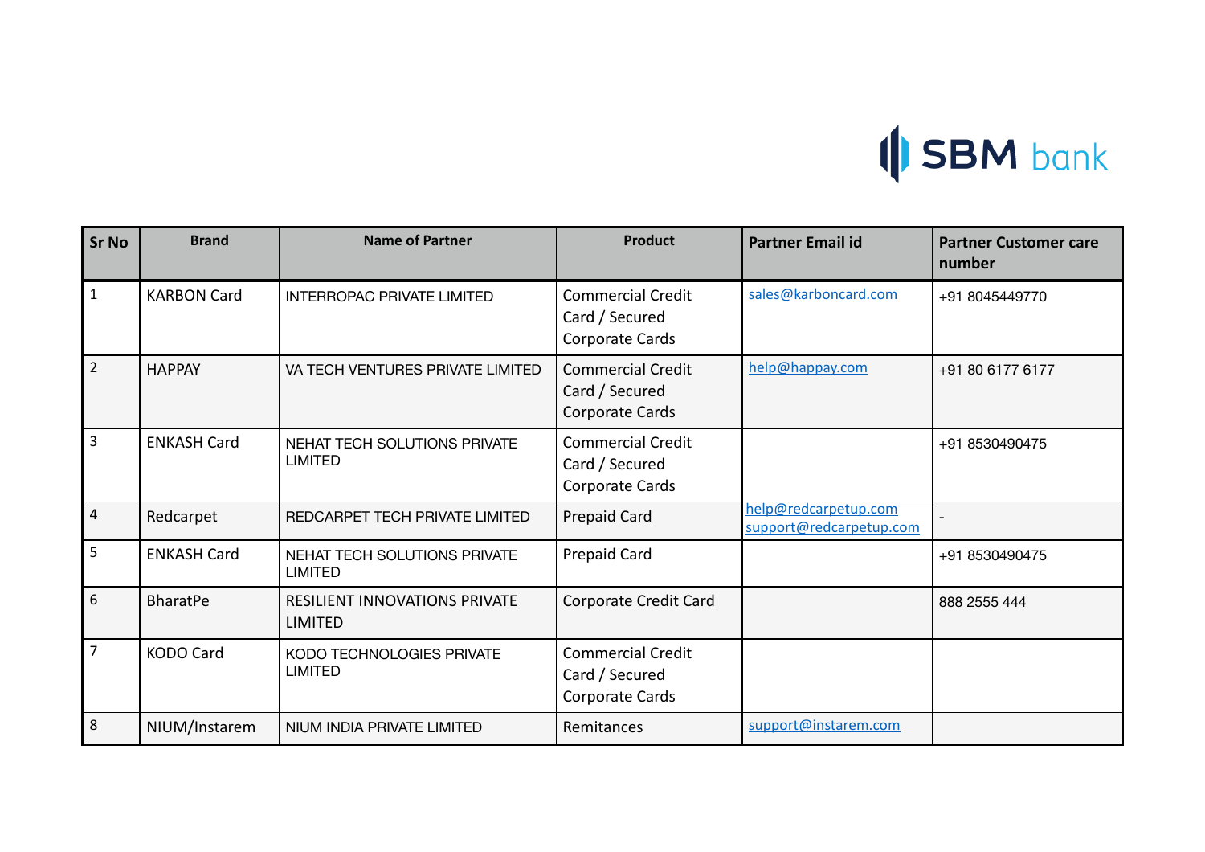| Sr No | Brand | Name of Partner | Product | Partner Email id | Partner Customer care number |
|---|---|---|---|---|---|
| 1 | KARBON Card | INTERROPAC PRIVATE LIMITED | Commercial Credit Card / Secured Corporate Cards | sales@karboncard.com | +91 8045449770 |
| 2 | HAPPAY | VA TECH VENTURES PRIVATE LIMITED | Commercial Credit Card / Secured Corporate Cards | help@happay.com | +91 80 6177 6177 |
| 3 | ENKASH Card | NEHAT TECH SOLUTIONS PRIVATE LIMITED | Commercial Credit Card / Secured Corporate Cards | | +91 8530490475 |
| 4 | Redcarpet | REDCARPET TECH PRIVATE LIMITED | Prepaid Card | help@redcarpetup.com support@redcarpetup.com | - |
| 5 | ENKASH Card | NEHAT TECH SOLUTIONS PRIVATE LIMITED | Prepaid Card | | +91 8530490475 |
| 6 | BharatPe | RESILIENT INNOVATIONS PRIVATE LIMITED | Corporate Credit Card | | 888 2555 444 |
| 7 | KODO Card | KODO TECHNOLOGIES PRIVATE LIMITED | Commercial Credit Card / Secured Corporate Cards | | |
| 8 | NIUM/Instarem | NIUM INDIA PRIVATE LIMITED | Remitances | support@instarem.com | |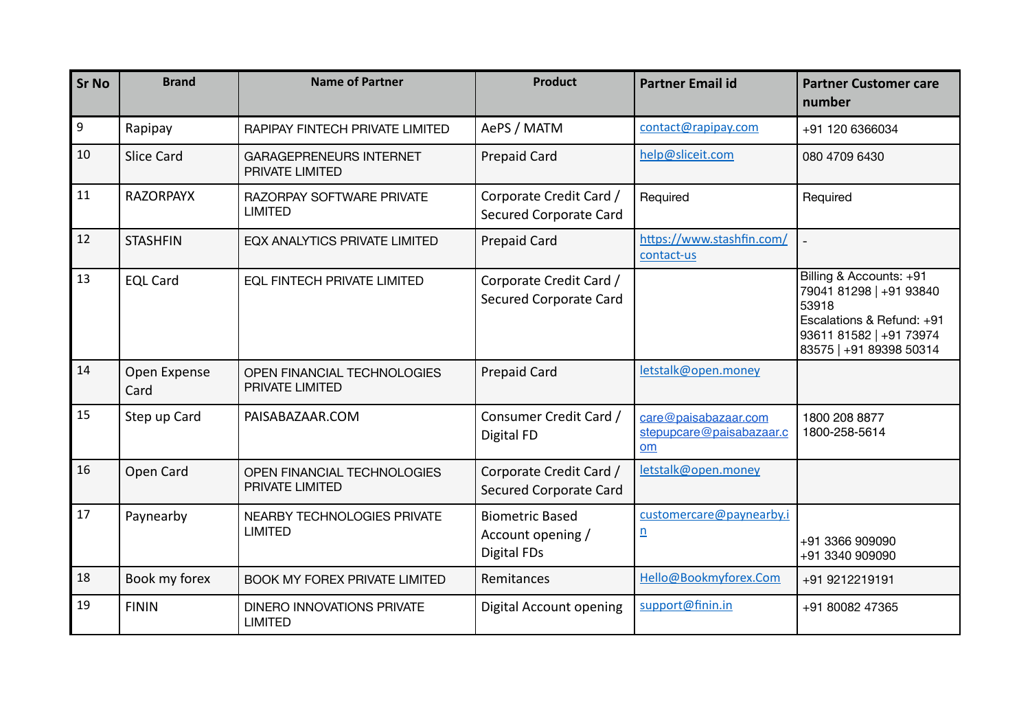| Sr No | Brand | Name of Partner | Product | Partner Email id | Partner Customer care number |
|---|---|---|---|---|---|
| 9 | Rapipay | RAPIPAY FINTECH PRIVATE LIMITED | AePS / MATM | contact@rapipay.com | +91 120 6366034 |
| 10 | Slice Card | GARAGEPRENEURS INTERNET PRIVATE LIMITED | Prepaid Card | help@sliceit.com | 080 4709 6430 |
| 11 | RAZORPAYX | RAZORPAY SOFTWARE PRIVATE LIMITED | Corporate Credit Card / Secured Corporate Card | Required | Required |
| 12 | STASHFIN | EQX ANALYTICS PRIVATE LIMITED | Prepaid Card | https://www.stashfin.com/contact-us | - |
| 13 | EQL Card | EQL FINTECH PRIVATE LIMITED | Corporate Credit Card / Secured Corporate Card | | Billing & Accounts: +91 79041 81298 \| +91 93840 53918<br>Escalations & Refund: +91 93611 81582 \| +91 73974 83575 \| +91 89398 50314 |
| 14 | Open Expense Card | OPEN FINANCIAL TECHNOLOGIES PRIVATE LIMITED | Prepaid Card | letstalk@open.money | |
| 15 | Step up Card | PAISABAZAAR.COM | Consumer Credit Card / Digital FD | care@paisabazaar.com<br>stepupcare@paisabazaar.com | 1800 208 8877<br>1800-258-5614 |
| 16 | Open Card | OPEN FINANCIAL TECHNOLOGIES PRIVATE LIMITED | Corporate Credit Card / Secured Corporate Card | letstalk@open.money | |
| 17 | Paynearby | NEARBY TECHNOLOGIES PRIVATE LIMITED | Biometric Based Account opening / Digital FDs | customercare@paynearby.in | +91 3366 909090<br>+91 3340 909090 |
| 18 | Book my forex | BOOK MY FOREX PRIVATE LIMITED | Remitances | Hello@Bookmyforex.Com | +91 9212219191 |
| 19 | FININ | DINERO INNOVATIONS PRIVATE LIMITED | Digital Account opening | support@finin.in | +91 80082 47365 |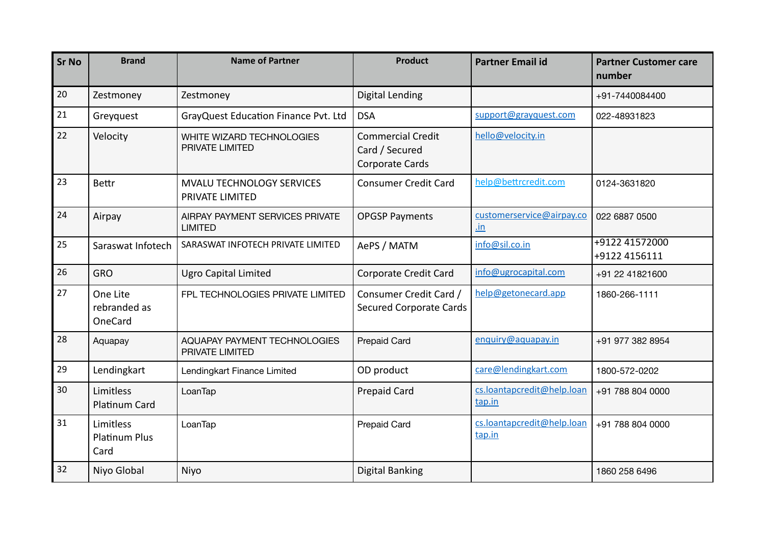| Sr No | Brand | Name of Partner | Product | Partner Email id | Partner Customer care number |
|---|---|---|---|---|---|
| 20 | Zestmoney | Zestmoney | Digital Lending | | +91-7440084400 |
| 21 | Greyquest | GrayQuest Education Finance Pvt. Ltd | DSA | support@grayquest.com | 022-48931823 |
| 22 | Velocity | WHITE WIZARD TECHNOLOGIES PRIVATE LIMITED | Commercial Credit Card / Secured Corporate Cards | hello@velocity.in | |
| 23 | Bettr | MVALU TECHNOLOGY SERVICES PRIVATE LIMITED | Consumer Credit Card | help@bettrcredit.com | 0124-3631820 |
| 24 | Airpay | AIRPAY PAYMENT SERVICES PRIVATE LIMITED | OPGSP Payments | customerservice@airpay.co.in | 022 6887 0500 |
| 25 | Saraswat Infotech | SARASWAT INFOTECH PRIVATE LIMITED | AePS / MATM | info@sil.co.in | +9122 41572000 +9122 4156111 |
| 26 | GRO | Ugro Capital Limited | Corporate Credit Card | info@ugrocapital.com | +91 22 41821600 |
| 27 | One Lite rebranded as OneCard | FPL TECHNOLOGIES PRIVATE LIMITED | Consumer Credit Card / Secured Corporate Cards | help@getonecard.app | 1860-266-1111 |
| 28 | Aquapay | AQUAPAY PAYMENT TECHNOLOGIES PRIVATE LIMITED | Prepaid Card | enquiry@aquapay.in | +91 977 382 8954 |
| 29 | Lendingkart | Lendingkart Finance Limited | OD product | care@lendingkart.com | 1800-572-0202 |
| 30 | Limitless Platinum Card | LoanTap | Prepaid Card | cs.loantapcredit@help.loantap.in | +91 788 804 0000 |
| 31 | Limitless Platinum Plus Card | LoanTap | Prepaid Card | cs.loantapcredit@help.loantap.in | +91 788 804 0000 |
| 32 | Niyo Global | Niyo | Digital Banking | | 1860 258 6496 |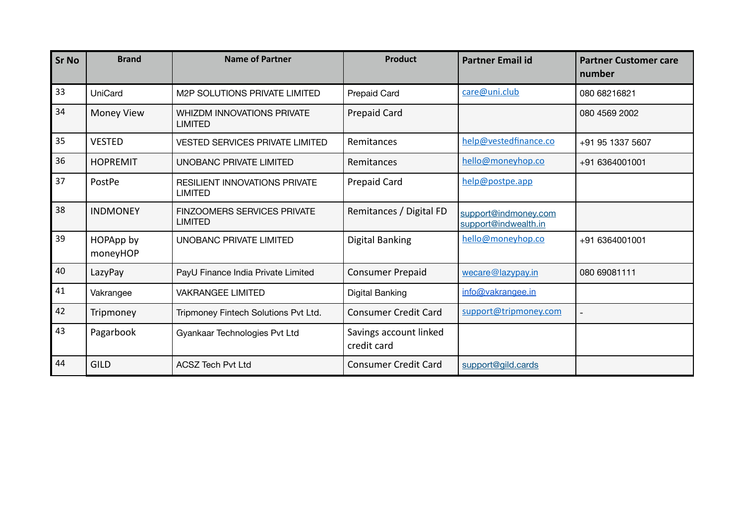| Sr No | Brand | Name of Partner | Product | Partner Email id | Partner Customer care number |
|---|---|---|---|---|---|
| 33 | UniCard | M2P SOLUTIONS PRIVATE LIMITED | Prepaid Card | care@uni.club | 080 68216821 |
| 34 | Money View | WHIZDM INNOVATIONS PRIVATE LIMITED | Prepaid Card | | 080 4569 2002 |
| 35 | VESTED | VESTED SERVICES PRIVATE LIMITED | Remitances | help@vestedfinance.co | +91 95 1337 5607 |
| 36 | HOPREMIT | UNOBANC PRIVATE LIMITED | Remitances | hello@moneyhop.co | +91 6364001001 |
| 37 | PostPe | RESILIENT INNOVATIONS PRIVATE LIMITED | Prepaid Card | help@postpe.app | |
| 38 | INDMONEY | FINZOOMERS SERVICES PRIVATE LIMITED | Remitances / Digital FD | support@indmoney.com support@indwealth.in | |
| 39 | HOPApp by moneyHOP | UNOBANC PRIVATE LIMITED | Digital Banking | hello@moneyhop.co | +91 6364001001 |
| 40 | LazyPay | PayU Finance India Private Limited | Consumer Prepaid | wecare@lazypay.in | 080 69081111 |
| 41 | Vakrangee | VAKRANGEE LIMITED | Digital Banking | info@vakrangee.in | |
| 42 | Tripmoney | Tripmoney Fintech Solutions Pvt Ltd. | Consumer Credit Card | support@tripmoney.com | - |
| 43 | Pagarbook | Gyankaar Technologies Pvt Ltd | Savings account linked credit card | | |
| 44 | GILD | ACSZ Tech Pvt Ltd | Consumer Credit Card | support@gild.cards | |